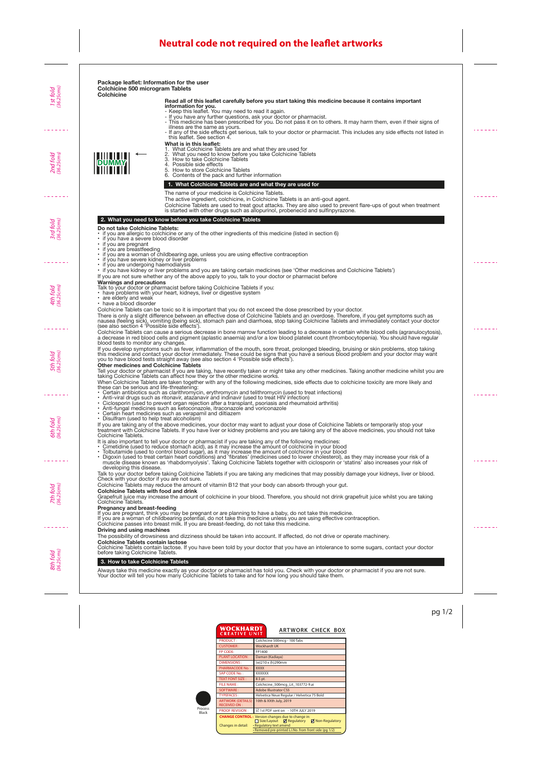# Neutral code not required on the leaflet artworks

**Package leaflet: Information for the user**
**Colchicine 500 microgram Tablets**
**Colchicine**

**Read all of this leaflet carefully before you start taking this medicine because it contains important information for you.**
- Keep this leaflet. You may need to read it again.
- If you have any further questions, ask your doctor or pharmacist.
- This medicine has been prescribed for you. Do not pass it on to others. It may harm them, even if their signs of illness are the same as yours.
- If any of the side effects get serious, talk to your doctor or pharmacist. This includes any side effects not listed in this leaflet. See section 4.

**What is in this leaflet:**
1. What Colchicine Tablets are and what they are used for
2. What you need to know before you take Colchicine Tablets
3. How to take Colchicine Tablets
4. Possible side effects
5. How to store Colchicine Tablets
6. Contents of the pack and further information

DUMMY

## 1. What Colchicine Tablets are and what they are used for

The name of your medicine is Colchicine Tablets.
The active ingredient, colchicine, in Colchicine Tablets is an anti-gout agent.
Colchicine Tablets are used to treat gout attacks. They are also used to prevent flare-ups of gout when treatment is started with other drugs such as allopurinol, probenecid and sulfinpyrazone.

## 2. What you need to know before you take Colchicine Tablets

**Do not take Colchicine Tablets:**
- if you are allergic to colchicine or any of the other ingredients of this medicine (listed in section 6)
- if you have a severe blood disorder
- if you are pregnant
- if you are breastfeeding
- if you are a woman of childbearing age, unless you are using effective contraception
- if you have severe kidney or liver problems
- if you are undergoing haemodialysis
- if you have kidney or liver problems and you are taking certain medicines (see 'Other medicines and Colchicine Tablets')

If you are not sure whether any of the above apply to you, talk to your doctor or pharmacist before

**Warnings and precautions**
Talk to your doctor or pharmacist before taking Colchicine Tablets if you:
- have problems with your heart, kidneys, liver or digestive system
- are elderly and weak
- have a blood disorder

Colchicine Tablets can be toxic so it is important that you do not exceed the dose prescribed by your doctor.
There is only a slight difference between an effective dose of Colchicine Tablets and an overdose. Therefore, if you get symptoms such as nausea (feeling sick), vomiting (being sick), stomach pain and diarrhoea, stop taking Colchicine Tablets and immediately contact your doctor (see also section 4 'Possible side effects').
Colchicine Tablets can cause a serious decrease in bone marrow function leading to a decrease in certain white blood cells (agranulocytosis), a decrease in red blood cells and pigment (aplastic anaemia) and/or a low blood platelet count (thrombocytopenia). You should have regular blood tests to monitor any changes.
If you develop symptoms such as fever, inflammation of the mouth, sore throat, prolonged bleeding, bruising or skin problems, stop taking this medicine and contact your doctor immediately. These could be signs that you have a serious blood problem and your doctor may want you to have blood tests straight away (see also section 4 'Possible side effects').

**Other medicines and Colchicine Tablets**
Tell your doctor or pharmacist if you are taking, have recently taken or might take any other medicines. Taking another medicine whilst you are taking Colchicine Tablets can affect how they or the other medicine works.
When Colchicine Tablets are taken together with any of the following medicines, side effects due to colchicine toxicity are more likely and these can be serious and life-threatening:
- Certain antibiotics such as clarithromycin, erythromycin and telithromycin (used to treat infections)
- Anti-viral drugs such as ritonavir, atazanavir and indinavir (used to treat HIV infection)
- Ciclosporin (used to prevent organ rejection after a transplant, psoriasis and rheumatoid arthritis)
- Anti-fungal medicines such as ketoconazole, itraconazole and voriconazole
- Certain heart medicines such as verapamil and diltiazem
- Disulfram (used to help treat alcoholism)

If you are taking any of the above medicines, your doctor may want to adjust your dose of Colchicine Tablets or temporarily stop your treatment with Colchicine Tablets. If you have liver or kidney problems and you are taking any of the above medicines, you should not take Colchicine Tablets.
It is also important to tell your doctor or pharmacist if you are taking any of the following medicines:
- Cimetidine (used to reduce stomach acid), as it may increase the amount of colchicine in your blood
- Tolbutamide (used to control blood sugar), as it may increase the amount of colchicine in your blood
- Digoxin (used to treat certain heart conditions) and 'fibrates' (medicines used to lower cholesterol), as they may increase your risk of a muscle disease known as 'rhabdomyolysis'. Taking Colchicine Tablets together with ciclosporin or 'statins' also increases your risk of developing this disease.

Talk to your doctor before taking Colchicine Tablets if you are taking any medicines that may possibly damage your kidneys, liver or blood. Check with your doctor if you are not sure.
Colchicine Tablets may reduce the amount of vitamin B12 that your body can absorb through your gut.

**Colchicine Tablets with food and drink**
Grapefruit juice may increase the amount of colchicine in your blood. Therefore, you should not drink grapefruit juice whilst you are taking Colchicine Tablets.

**Pregnancy and breast-feeding**
If you are pregnant, think you may be pregnant or are planning to have a baby, do not take this medicine.
If you are a woman of childbearing potential, do not take this medicine unless you are using effective contraception.
Colchicine passes into breast milk. If you are breast-feeding, do not take this medicine.

**Driving and using machines**
The possibility of drowsiness and dizziness should be taken into account. If affected, do not drive or operate machinery.

**Colchicine Tablets contain lactose**
Colchicine Tablets contain lactose. If you have been told by your doctor that you have an intolerance to some sugars, contact your doctor before taking Colchicine Tablets.

## 3. How to take Colchicine Tablets

Always take this medicine exactly as your doctor or pharmacist has told you. Check with your doctor or pharmacist if you are not sure.
Your doctor will tell you how many Colchicine Tablets to take and for how long you should take them.

**WOCKHARDT CREATIVE UNIT** — **ARTWORK CHECK BOX**

| | |
|---|---|
| PRODUCT : | Colchicine 500mcg - 100 Tabs |
| CUSTOMER : | Wockhardt UK |
| FP CODE : | FP1400 |
| PLANT LOCATION : | Daman (Kadiaya) |
| DIMENSIONS : | (w)210 x (h)290mm |
| PHARMACODE No. : | XXXX |
| SAP CODE No. : | XXXXXX |
| TEXT FONT SIZE : | 8.5 pt. |
| FILE NAME : | Colchicine_500mcg_Lit_103772-9.ai |
| SOFTWARE : | Adobe Illustrator CS5 |
| TYPEFACES : | Helvetica Neue Regular / Helvetica 75 Bold |
| ARTWORK (DETAILS) RECEIVED ON : | 10th & XXth July, 2019 |
| PROOF REVISION : | ☑ 1st PDF sent on - 10TH JULY 2019 |
| CHANGE CONTROL : | Version changes due to change in: ☐ Size/Layout ☑ Regulatory ☑ Non-Regulatory |
| Changes in detail: | • Regulatory text amend • Removed pre-printed L.I.No. from front side (pg 1/2) |

Process Black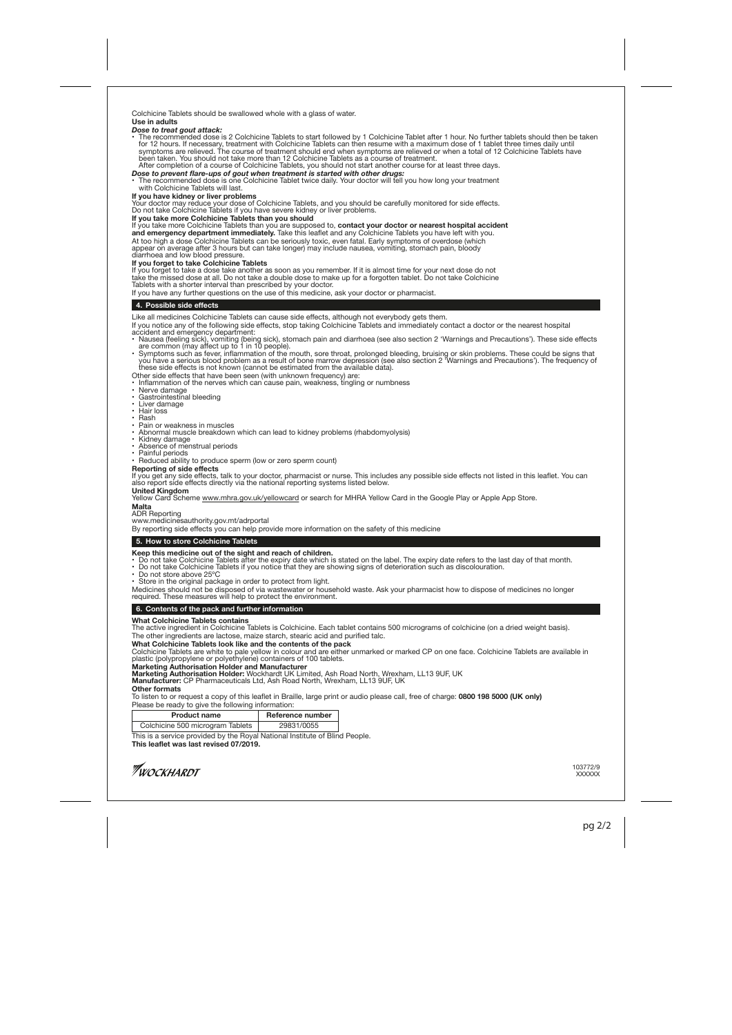Colchicine Tablets should be swallowed whole with a glass of water.

**Use in adults**

***Dose to treat gout attack:***

- The recommended dose is 2 Colchicine Tablets to start followed by 1 Colchicine Tablet after 1 hour. No further tablets should then be taken for 12 hours. If necessary, treatment with Colchicine Tablets can then resume with a maximum dose of 1 tablet three times daily until symptoms are relieved. The course of treatment should end when symptoms are relieved or when a total of 12 Colchicine Tablets have been taken. You should not take more than 12 Colchicine Tablets as a course of treatment.
  After completion of a course of Colchicine Tablets, you should not start another course for at least three days.

***Dose to prevent flare-ups of gout when treatment is started with other drugs:***

- The recommended dose is one Colchicine Tablet twice daily. Your doctor will tell you how long your treatment with Colchicine Tablets will last.

**If you have kidney or liver problems**

Your doctor may reduce your dose of Colchicine Tablets, and you should be carefully monitored for side effects.
Do not take Colchicine Tablets if you have severe kidney or liver problems.

**If you take more Colchicine Tablets than you should**

If you take more Colchicine Tablets than you are supposed to, **contact your doctor or nearest hospital accident and emergency department immediately.** Take this leaflet and any Colchicine Tablets you have left with you.
At too high a dose Colchicine Tablets can be seriously toxic, even fatal. Early symptoms of overdose (which appear on average after 3 hours but can take longer) may include nausea, vomiting, stomach pain, bloody diarrhoea and low blood pressure.

**If you forget to take Colchicine Tablets**

If you forget to take a dose take another as soon as you remember. If it is almost time for your next dose do not take the missed dose at all. Do not take a double dose to make up for a forgotten tablet. Do not take Colchicine Tablets with a shorter interval than prescribed by your doctor.
If you have any further questions on the use of this medicine, ask your doctor or pharmacist.

## 4. Possible side effects

Like all medicines Colchicine Tablets can cause side effects, although not everybody gets them.
If you notice any of the following side effects, stop taking Colchicine Tablets and immediately contact a doctor or the nearest hospital accident and emergency department:

- Nausea (feeling sick), vomiting (being sick), stomach pain and diarrhoea (see also section 2 'Warnings and Precautions'). These side effects are common (may affect up to 1 in 10 people).
- Symptoms such as fever, inflammation of the mouth, sore throat, prolonged bleeding, bruising or skin problems. These could be signs that you have a serious blood problem as a result of bone marrow depression (see also section 2 'Warnings and Precautions'). The frequency of these side effects is not known (cannot be estimated from the available data).

Other side effects that have been seen (with unknown frequency) are:

- Inflammation of the nerves which can cause pain, weakness, tingling or numbness
- Nerve damage
- Gastrointestinal bleeding
- Liver damage
- Hair loss
- Rash
- Pain or weakness in muscles
- Abnormal muscle breakdown which can lead to kidney problems (rhabdomyolysis)
- Kidney damage
- Absence of menstrual periods
- Painful periods
- Reduced ability to produce sperm (low or zero sperm count)

**Reporting of side effects**

If you get any side effects, talk to your doctor, pharmacist or nurse. This includes any possible side effects not listed in this leaflet. You can also report side effects directly via the national reporting systems listed below.

**United Kingdom**

Yellow Card Scheme www.mhra.gov.uk/yellowcard or search for MHRA Yellow Card in the Google Play or Apple App Store.

**Malta**

ADR Reporting
www.medicinesauthority.gov.mt/adrportal

By reporting side effects you can help provide more information on the safety of this medicine

## 5. How to store Colchicine Tablets

**Keep this medicine out of the sight and reach of children.**

- Do not take Colchicine Tablets after the expiry date which is stated on the label. The expiry date refers to the last day of that month.
- Do not take Colchicine Tablets if you notice that they are showing signs of deterioration such as discolouration.
- Do not store above 25°C
- Store in the original package in order to protect from light.

Medicines should not be disposed of via wastewater or household waste. Ask your pharmacist how to dispose of medicines no longer required. These measures will help to protect the environment.

## 6. Contents of the pack and further information

**What Colchicine Tablets contains**

The active ingredient in Colchicine Tablets is Colchicine. Each tablet contains 500 micrograms of colchicine (on a dried weight basis).
The other ingredients are lactose, maize starch, stearic acid and purified talc.

**What Colchicine Tablets look like and the contents of the pack**

Colchicine Tablets are white to pale yellow in colour and are either unmarked or marked CP on one face. Colchicine Tablets are available in plastic (polypropylene or polyethylene) containers of 100 tablets.

**Marketing Authorisation Holder and Manufacturer**

**Marketing Authorisation Holder:** Wockhardt UK Limited, Ash Road North, Wrexham, LL13 9UF, UK
**Manufacturer:** CP Pharmaceuticals Ltd, Ash Road North, Wrexham, LL13 9UF, UK

**Other formats**

To listen to or request a copy of this leaflet in Braille, large print or audio please call, free of charge: **0800 198 5000 (UK only)**
Please be ready to give the following information:

| Product name | Reference number |
|---|---|
| Colchicine 500 microgram Tablets | 29831/0055 |

This is a service provided by the Royal National Institute of Blind People.

**This leaflet was last revised 07/2019.**

WOCKHARDT

103772/9
XXXXXX